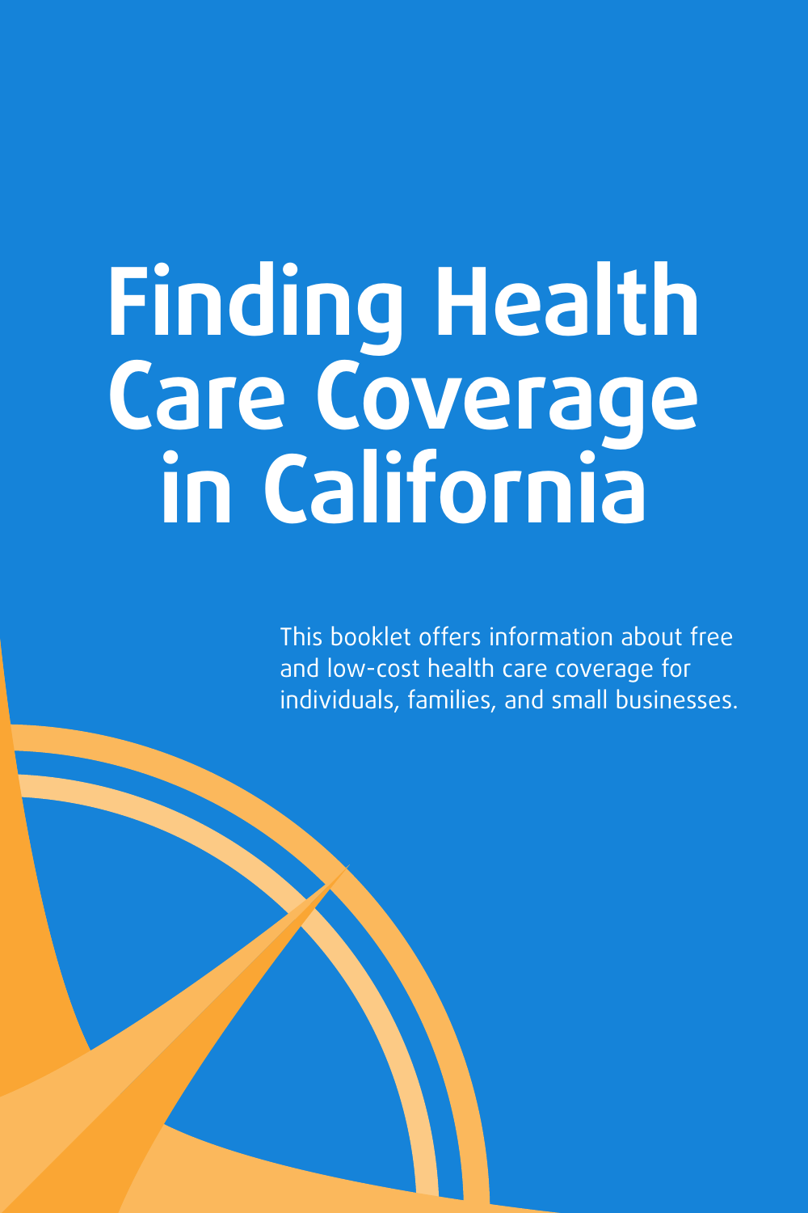# Finding Health Care Coverage in California

This booklet offers information about free and low-cost health care coverage for individuals, families, and small businesses.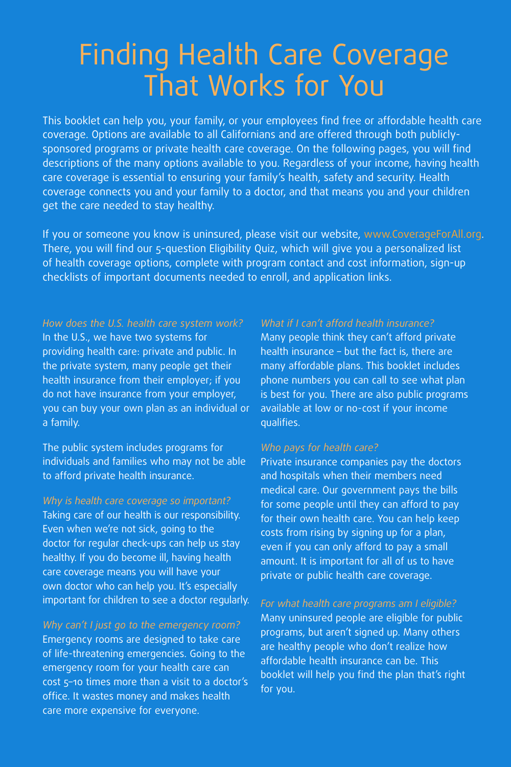# Finding Health Care Coverage That Works for You

This booklet can help you, your family, or your employees find free or affordable health care coverage. Options are available to all Californians and are offered through both publicly-sponsored programs or private health care coverage. On the following pages, you will find descriptions of the many options available to you. Regardless of your income, having health care coverage is essential to ensuring your family's health, safety and security. Health coverage connects you and your family to a doctor, and that means you and your children get the care needed to stay healthy.

If you or someone you know is uninsured, please visit our website, www.CoverageForAll.org. There, you will find our 5-question Eligibility Quiz, which will give you a personalized list of health coverage options, complete with program contact and cost information, sign-up checklists of important documents needed to enroll, and application links.

*How does the U.S. health care system work?*

In the U.S., we have two systems for providing health care: private and public. In the private system, many people get their health insurance from their employer; if you do not have insurance from your employer, you can buy your own plan as an individual or a family.

The public system includes programs for individuals and families who may not be able to afford private health insurance.

*Why is health care coverage so important?*

Taking care of our health is our responsibility. Even when we're not sick, going to the doctor for regular check-ups can help us stay healthy. If you do become ill, having health care coverage means you will have your own doctor who can help you. It's especially important for children to see a doctor regularly.

*Why can't I just go to the emergency room?*

Emergency rooms are designed to take care of life-threatening emergencies. Going to the emergency room for your health care can cost 5–10 times more than a visit to a doctor's office. It wastes money and makes health care more expensive for everyone.

*What if I can't afford health insurance?*

Many people think they can't afford private health insurance – but the fact is, there are many affordable plans. This booklet includes phone numbers you can call to see what plan is best for you. There are also public programs available at low or no-cost if your income qualifies.

*Who pays for health care?*

Private insurance companies pay the doctors and hospitals when their members need medical care. Our government pays the bills for some people until they can afford to pay for their own health care. You can help keep costs from rising by signing up for a plan, even if you can only afford to pay a small amount. It is important for all of us to have private or public health care coverage.

*For what health care programs am I eligible?*

Many uninsured people are eligible for public programs, but aren't signed up. Many others are healthy people who don't realize how affordable health insurance can be. This booklet will help you find the plan that's right for you.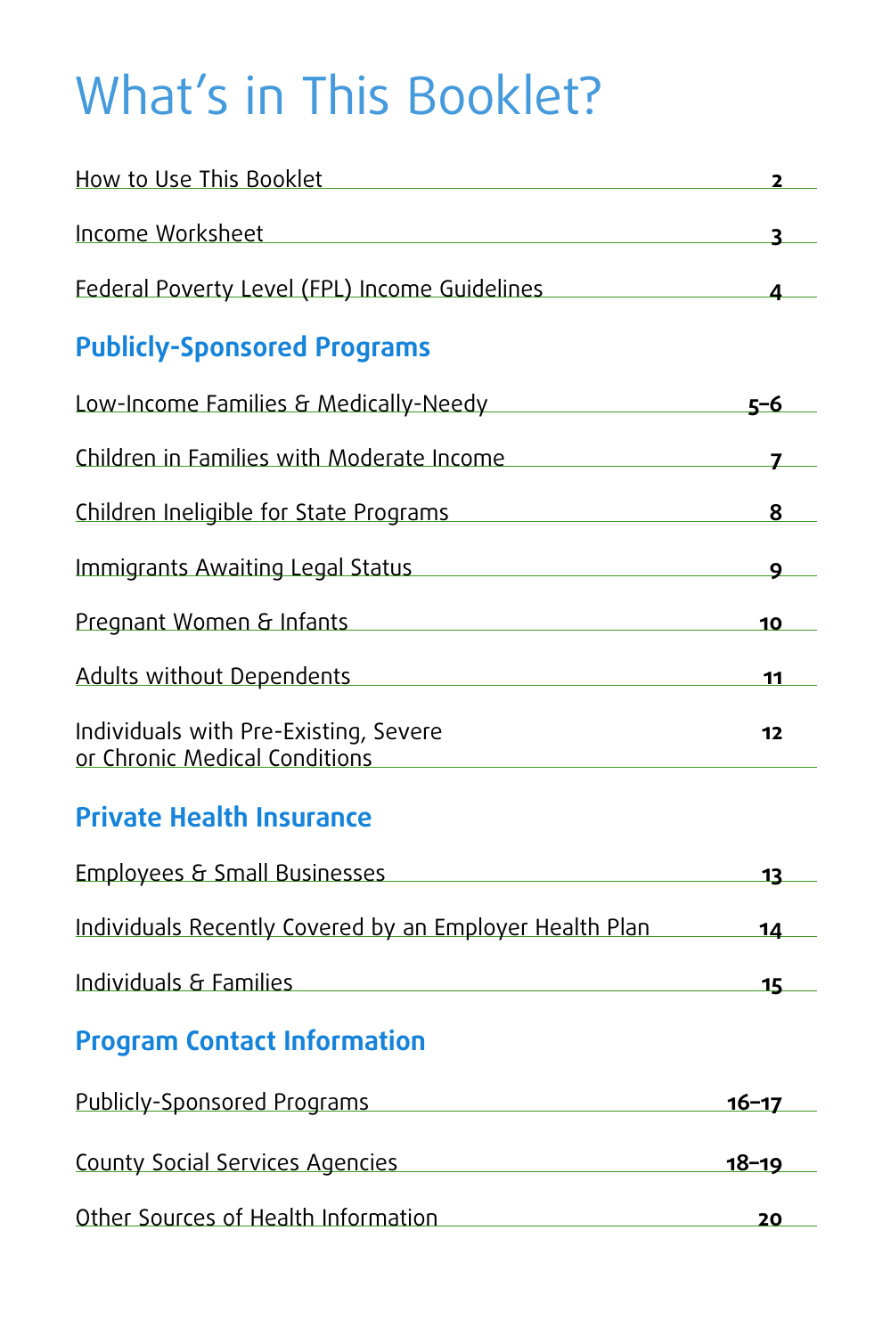# What's in This Booklet?

| | |
|---|---|
| How to Use This Booklet | 2 |
| Income Worksheet | 3 |
| Federal Poverty Level (FPL) Income Guidelines | 4 |

## Publicly-Sponsored Programs

| | |
|---|---|
| Low-Income Families & Medically-Needy | 5–6 |
| Children in Families with Moderate Income | 7 |
| Children Ineligible for State Programs | 8 |
| Immigrants Awaiting Legal Status | 9 |
| Pregnant Women & Infants | 10 |
| Adults without Dependents | 11 |
| Individuals with Pre-Existing, Severe or Chronic Medical Conditions | 12 |

## Private Health Insurance

| | |
|---|---|
| Employees & Small Businesses | 13 |
| Individuals Recently Covered by an Employer Health Plan | 14 |
| Individuals & Families | 15 |

## Program Contact Information

| | |
|---|---|
| Publicly-Sponsored Programs | 16–17 |
| County Social Services Agencies | 18–19 |
| Other Sources of Health Information | 20 |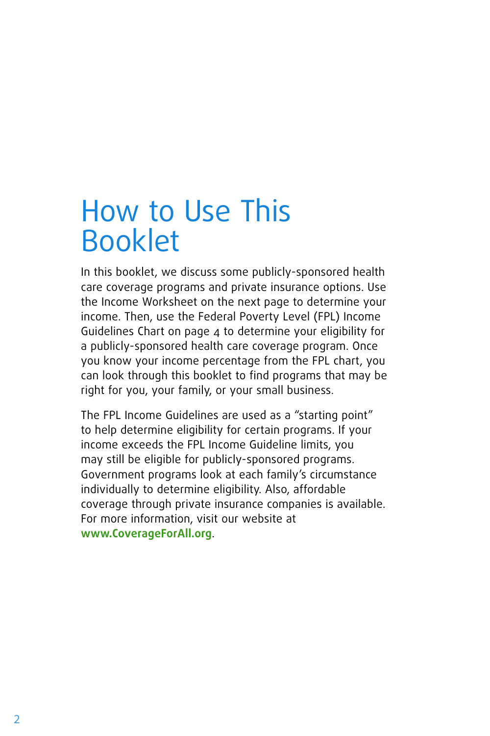# How to Use This Booklet

In this booklet, we discuss some publicly-sponsored health care coverage programs and private insurance options. Use the Income Worksheet on the next page to determine your income. Then, use the Federal Poverty Level (FPL) Income Guidelines Chart on page 4 to determine your eligibility for a publicly-sponsored health care coverage program. Once you know your income percentage from the FPL chart, you can look through this booklet to find programs that may be right for you, your family, or your small business.

The FPL Income Guidelines are used as a "starting point" to help determine eligibility for certain programs. If your income exceeds the FPL Income Guideline limits, you may still be eligible for publicly-sponsored programs. Government programs look at each family's circumstance individually to determine eligibility. Also, affordable coverage through private insurance companies is available. For more information, visit our website at **www.CoverageForAll.org**.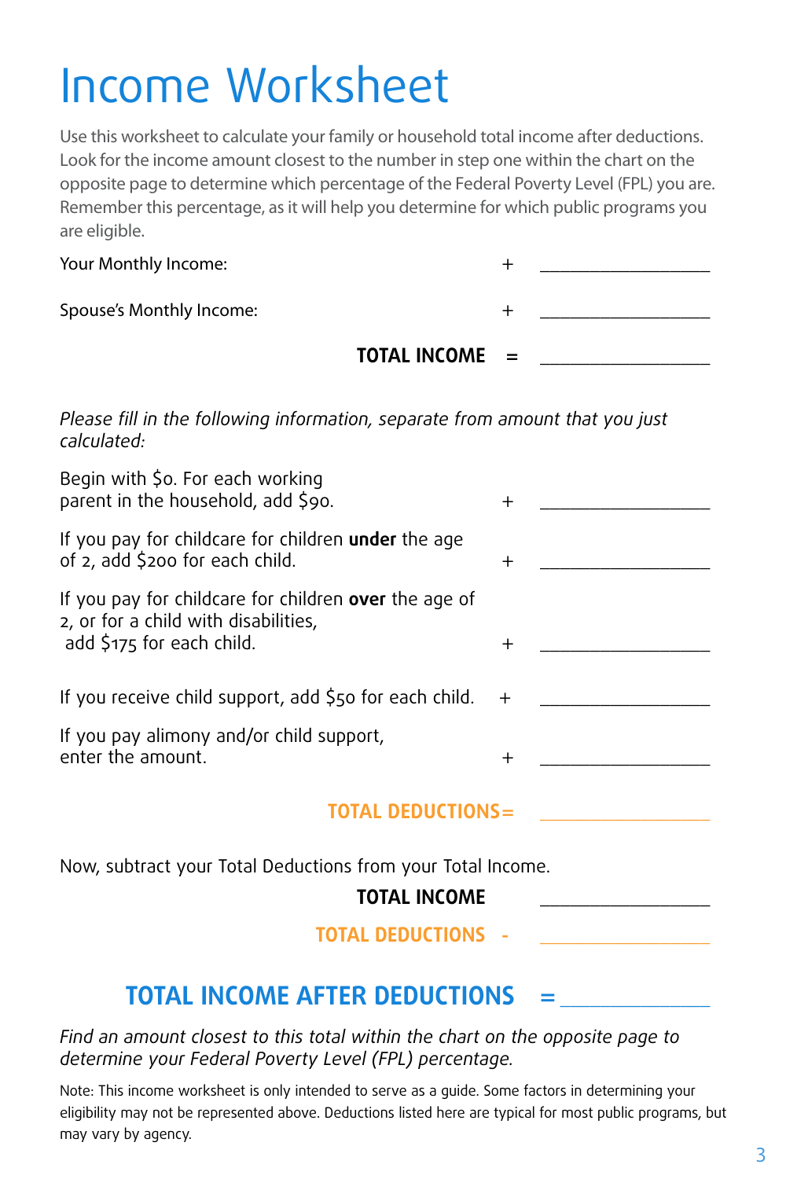# Income Worksheet

Use this worksheet to calculate your family or household total income after deductions. Look for the income amount closest to the number in step one within the chart on the opposite page to determine which percentage of the Federal Poverty Level (FPL) you are. Remember this percentage, as it will help you determine for which public programs you are eligible.

| | | |
|---|---|---|
| Your Monthly Income: | + | ________________ |
| Spouse's Monthly Income: | + | ________________ |
| **TOTAL INCOME** | = | ________________ |

*Please fill in the following information, separate from amount that you just calculated:*

| | | |
|---|---|---|
| Begin with $0. For each working parent in the household, add $90. | + | ________________ |
| If you pay for childcare for children **under** the age of 2, add $200 for each child. | + | ________________ |
| If you pay for childcare for children **over** the age of 2, or for a child with disabilities, add $175 for each child. | + | ________________ |
| If you receive child support, add $50 for each child. | + | ________________ |
| If you pay alimony and/or child support, enter the amount. | + | ________________ |
| **TOTAL DEDUCTIONS** | = | ________________ |

Now, subtract your Total Deductions from your Total Income.

| | | |
|---|---|---|
| **TOTAL INCOME** | | ________________ |
| **TOTAL DEDUCTIONS** | - | ________________ |

## TOTAL INCOME AFTER DEDUCTIONS = ________________

*Find an amount closest to this total within the chart on the opposite page to determine your Federal Poverty Level (FPL) percentage.*

Note: This income worksheet is only intended to serve as a guide. Some factors in determining your eligibility may not be represented above. Deductions listed here are typical for most public programs, but may vary by agency.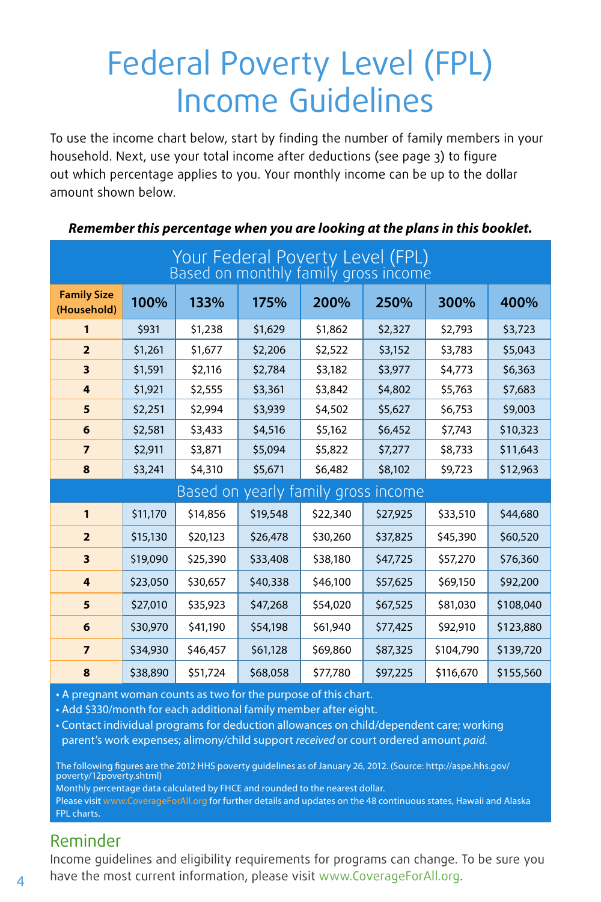# Federal Poverty Level (FPL) Income Guidelines

To use the income chart below, start by finding the number of family members in your household. Next, use your total income after deductions (see page 3) to figure out which percentage applies to you. Your monthly income can be up to the dollar amount shown below.

***Remember this percentage when you are looking at the plans in this booklet.***

## Your Federal Poverty Level (FPL)

### Based on monthly family gross income

| Family Size (Household) | 100% | 133% | 175% | 200% | 250% | 300% | 400% |
|---|---|---|---|---|---|---|---|
| 1 | $931 | $1,238 | $1,629 | $1,862 | $2,327 | $2,793 | $3,723 |
| 2 | $1,261 | $1,677 | $2,206 | $2,522 | $3,152 | $3,783 | $5,043 |
| 3 | $1,591 | $2,116 | $2,784 | $3,182 | $3,977 | $4,773 | $6,363 |
| 4 | $1,921 | $2,555 | $3,361 | $3,842 | $4,802 | $5,763 | $7,683 |
| 5 | $2,251 | $2,994 | $3,939 | $4,502 | $5,627 | $6,753 | $9,003 |
| 6 | $2,581 | $3,433 | $4,516 | $5,162 | $6,452 | $7,743 | $10,323 |
| 7 | $2,911 | $3,871 | $5,094 | $5,822 | $7,277 | $8,733 | $11,643 |
| 8 | $3,241 | $4,310 | $5,671 | $6,482 | $8,102 | $9,723 | $12,963 |

### Based on yearly family gross income

| Family Size (Household) | 100% | 133% | 175% | 200% | 250% | 300% | 400% |
|---|---|---|---|---|---|---|---|
| 1 | $11,170 | $14,856 | $19,548 | $22,340 | $27,925 | $33,510 | $44,680 |
| 2 | $15,130 | $20,123 | $26,478 | $30,260 | $37,825 | $45,390 | $60,520 |
| 3 | $19,090 | $25,390 | $33,408 | $38,180 | $47,725 | $57,270 | $76,360 |
| 4 | $23,050 | $30,657 | $40,338 | $46,100 | $57,625 | $69,150 | $92,200 |
| 5 | $27,010 | $35,923 | $47,268 | $54,020 | $67,525 | $81,030 | $108,040 |
| 6 | $30,970 | $41,190 | $54,198 | $61,940 | $77,425 | $92,910 | $123,880 |
| 7 | $34,930 | $46,457 | $61,128 | $69,860 | $87,325 | $104,790 | $139,720 |
| 8 | $38,890 | $51,724 | $68,058 | $77,780 | $97,225 | $116,670 | $155,560 |

- A pregnant woman counts as two for the purpose of this chart.
- Add $330/month for each additional family member after eight.
- Contact individual programs for deduction allowances on child/dependent care; working parent's work expenses; alimony/child support *received* or court ordered amount *paid*.

The following figures are the 2012 HHS poverty guidelines as of January 26, 2012. (Source: http://aspe.hhs.gov/poverty/12poverty.shtml)
Monthly percentage data calculated by FHCE and rounded to the nearest dollar.
Please visit www.CoverageForAll.org for further details and updates on the 48 continuous states, Hawaii and Alaska FPL charts.

## Reminder

Income guidelines and eligibility requirements for programs can change. To be sure you have the most current information, please visit www.CoverageForAll.org.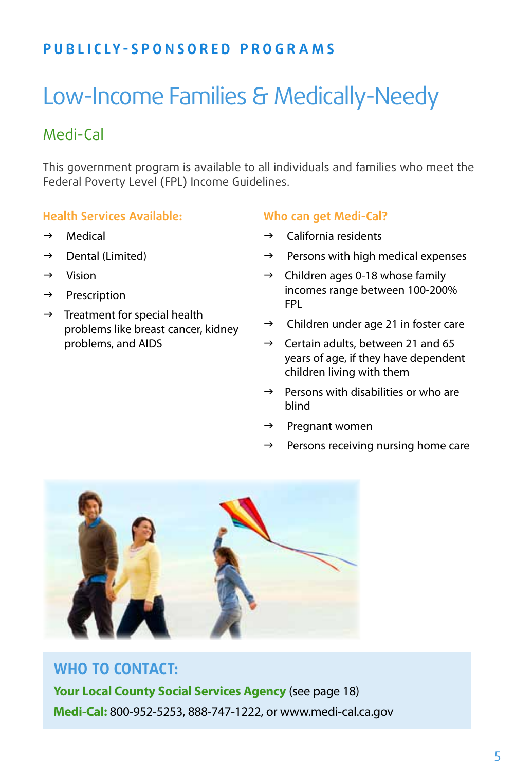PUBLICLY-SPONSORED PROGRAMS

# Low-Income Families & Medically-Needy

## Medi-Cal

This government program is available to all individuals and families who meet the Federal Poverty Level (FPL) Income Guidelines.

### Health Services Available:

- → Medical
- → Dental (Limited)
- → Vision
- → Prescription
- → Treatment for special health problems like breast cancer, kidney problems, and AIDS

### Who can get Medi-Cal?

- → California residents
- → Persons with high medical expenses
- → Children ages 0-18 whose family incomes range between 100-200% FPL
- → Children under age 21 in foster care
- → Certain adults, between 21 and 65 years of age, if they have dependent children living with them
- → Persons with disabilities or who are blind
- → Pregnant women
- → Persons receiving nursing home care

### WHO TO CONTACT:

**Your Local County Social Services Agency** (see page 18)

**Medi-Cal:** 800-952-5253, 888-747-1222, or www.medi-cal.ca.gov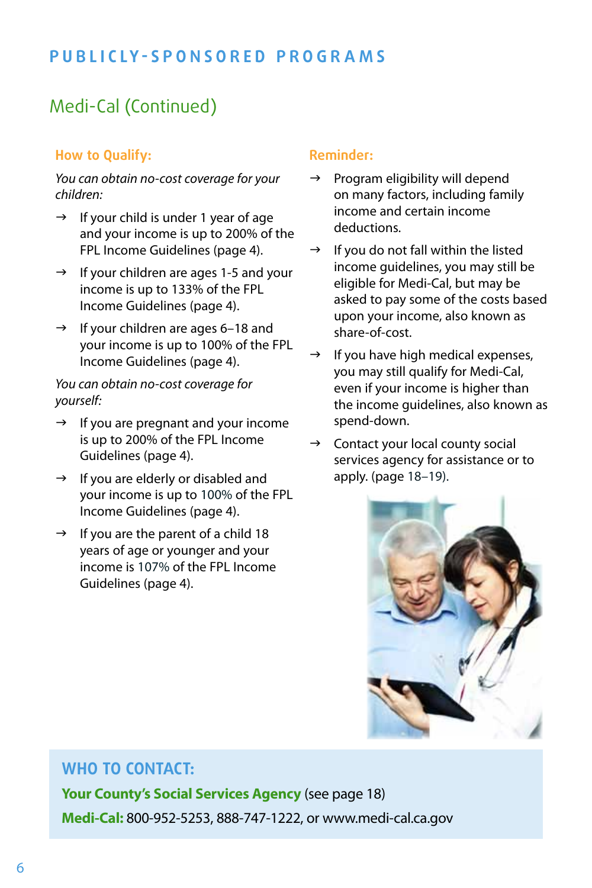## PUBLICLY-SPONSORED PROGRAMS

## Medi-Cal (Continued)

### How to Qualify:

*You can obtain no-cost coverage for your children:*

- → If your child is under 1 year of age and your income is up to 200% of the FPL Income Guidelines (page 4).
- → If your children are ages 1-5 and your income is up to 133% of the FPL Income Guidelines (page 4).
- → If your children are ages 6–18 and your income is up to 100% of the FPL Income Guidelines (page 4).

*You can obtain no-cost coverage for yourself:*

- → If you are pregnant and your income is up to 200% of the FPL Income Guidelines (page 4).
- → If you are elderly or disabled and your income is up to 100% of the FPL Income Guidelines (page 4).
- → If you are the parent of a child 18 years of age or younger and your income is 107% of the FPL Income Guidelines (page 4).

### Reminder:

- → Program eligibility will depend on many factors, including family income and certain income deductions.
- → If you do not fall within the listed income guidelines, you may still be eligible for Medi-Cal, but may be asked to pay some of the costs based upon your income, also known as share-of-cost.
- → If you have high medical expenses, you may still qualify for Medi-Cal, even if your income is higher than the income guidelines, also known as spend-down.
- → Contact your local county social services agency for assistance or to apply. (page 18–19).

### WHO TO CONTACT:

**Your County's Social Services Agency** (see page 18)

**Medi-Cal:** 800-952-5253, 888-747-1222, or www.medi-cal.ca.gov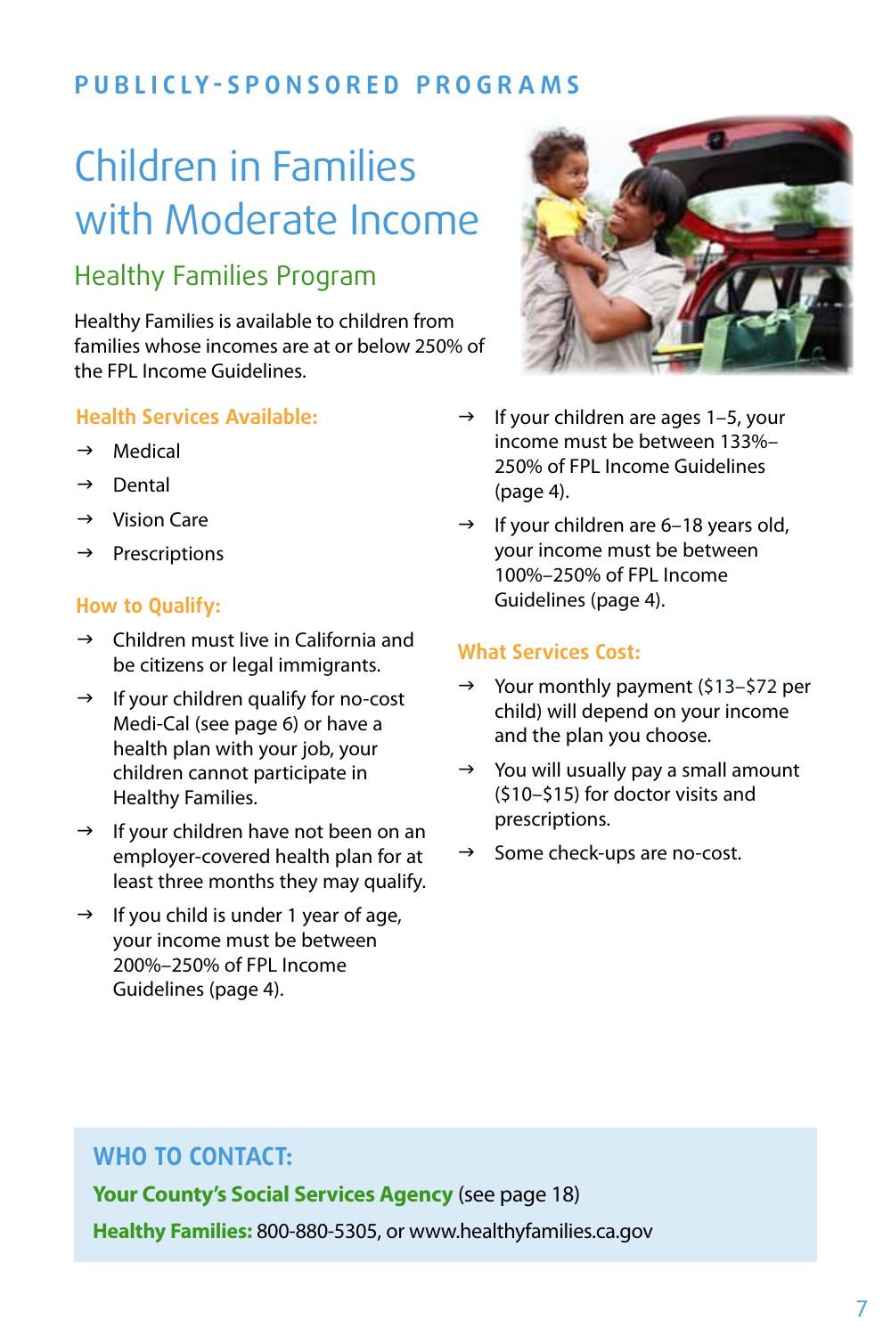PUBLICLY-SPONSORED PROGRAMS

# Children in Families with Moderate Income

## Healthy Families Program

Healthy Families is available to children from families whose incomes are at or below 250% of the FPL Income Guidelines.

### Health Services Available:

- Medical
- Dental
- Vision Care
- Prescriptions

### How to Qualify:

- Children must live in California and be citizens or legal immigrants.
- If your children qualify for no-cost Medi-Cal (see page 6) or have a health plan with your job, your children cannot participate in Healthy Families.
- If your children have not been on an employer-covered health plan for at least three months they may qualify.
- If you child is under 1 year of age, your income must be between 200%–250% of FPL Income Guidelines (page 4).
- If your children are ages 1–5, your income must be between 133%–250% of FPL Income Guidelines (page 4).
- If your children are 6–18 years old, your income must be between 100%–250% of FPL Income Guidelines (page 4).

### What Services Cost:

- Your monthly payment ($13–$72 per child) will depend on your income and the plan you choose.
- You will usually pay a small amount ($10–$15) for doctor visits and prescriptions.
- Some check-ups are no-cost.

### WHO TO CONTACT:

**Your County's Social Services Agency** (see page 18)

**Healthy Families:** 800-880-5305, or www.healthyfamilies.ca.gov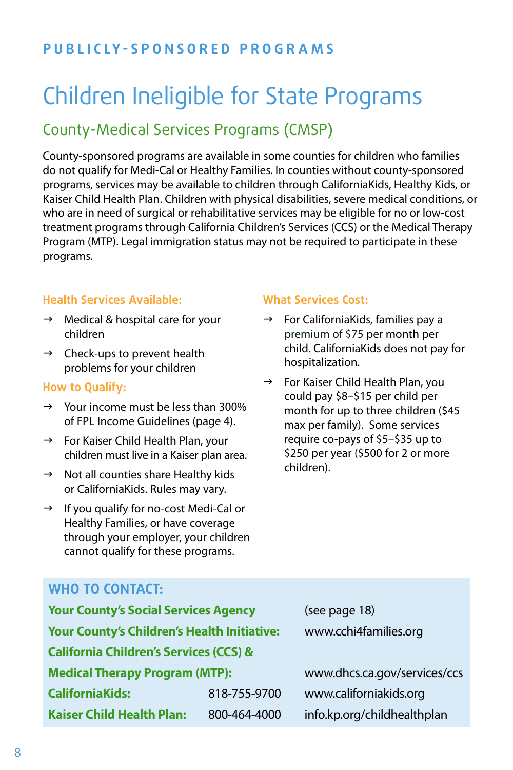PUBLICLY-SPONSORED PROGRAMS

# Children Ineligible for State Programs

## County-Medical Services Programs (CMSP)

County-sponsored programs are available in some counties for children who families do not qualify for Medi-Cal or Healthy Families. In counties without county-sponsored programs, services may be available to children through CaliforniaKids, Healthy Kids, or Kaiser Child Health Plan. Children with physical disabilities, severe medical conditions, or who are in need of surgical or rehabilitative services may be eligible for no or low-cost treatment programs through California Children's Services (CCS) or the Medical Therapy Program (MTP). Legal immigration status may not be required to participate in these programs.

### Health Services Available:

- → Medical & hospital care for your children
- → Check-ups to prevent health problems for your children

### How to Qualify:

- → Your income must be less than 300% of FPL Income Guidelines (page 4).
- → For Kaiser Child Health Plan, your children must live in a Kaiser plan area.
- → Not all counties share Healthy kids or CaliforniaKids. Rules may vary.
- → If you qualify for no-cost Medi-Cal or Healthy Families, or have coverage through your employer, your children cannot qualify for these programs.

### What Services Cost:

- → For CaliforniaKids, families pay a premium of $75 per month per child. CaliforniaKids does not pay for hospitalization.
- → For Kaiser Child Health Plan, you could pay $8–$15 per child per month for up to three children ($45 max per family). Some services require co-pays of $5–$35 up to $250 per year ($500 for 2 or more children).

### WHO TO CONTACT:

| | | |
|---|---|---|
| **Your County's Social Services Agency** | | (see page 18) |
| **Your County's Children's Health Initiative:** | | www.cchi4families.org |
| **California Children's Services (CCS) & Medical Therapy Program (MTP):** | | www.dhcs.ca.gov/services/ccs |
| **CaliforniaKids:** | 818-755-9700 | www.californiakids.org |
| **Kaiser Child Health Plan:** | 800-464-4000 | info.kp.org/childhealthplan |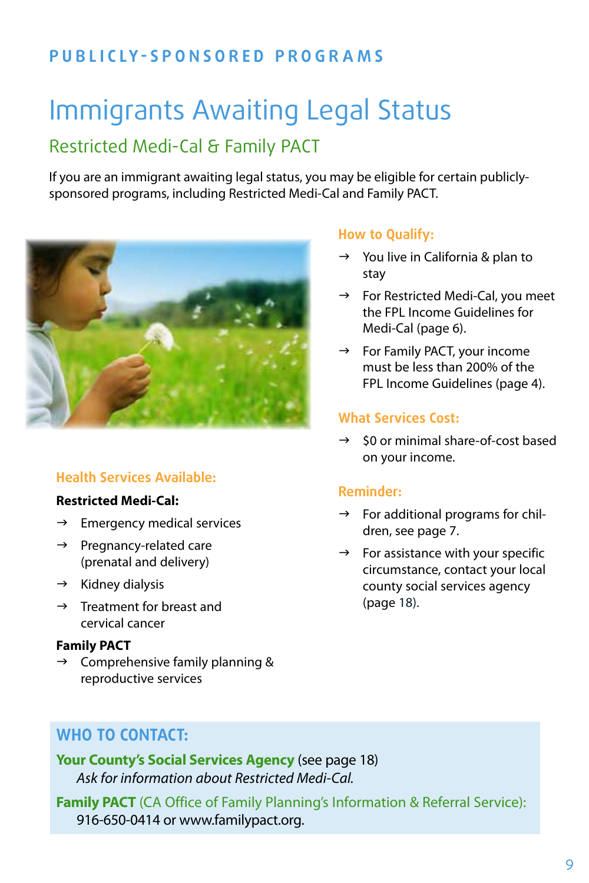PUBLICLY-SPONSORED PROGRAMS

# Immigrants Awaiting Legal Status

## Restricted Medi-Cal & Family PACT

If you are an immigrant awaiting legal status, you may be eligible for certain publicly-sponsored programs, including Restricted Medi-Cal and Family PACT.

### Health Services Available:

**Restricted Medi-Cal:**

- → Emergency medical services
- → Pregnancy-related care (prenatal and delivery)
- → Kidney dialysis
- → Treatment for breast and cervical cancer

**Family PACT**

- → Comprehensive family planning & reproductive services

### How to Qualify:

- → You live in California & plan to stay
- → For Restricted Medi-Cal, you meet the FPL Income Guidelines for Medi-Cal (page 6).
- → For Family PACT, your income must be less than 200% of the FPL Income Guidelines (page 4).

### What Services Cost:

- → $0 or minimal share-of-cost based on your income.

### Reminder:

- → For additional programs for children, see page 7.
- → For assistance with your specific circumstance, contact your local county social services agency (page 18).

### WHO TO CONTACT:

**Your County's Social Services Agency** (see page 18)
*Ask for information about Restricted Medi-Cal.*

**Family PACT** (CA Office of Family Planning's Information & Referral Service):
916-650-0414 or www.familypact.org.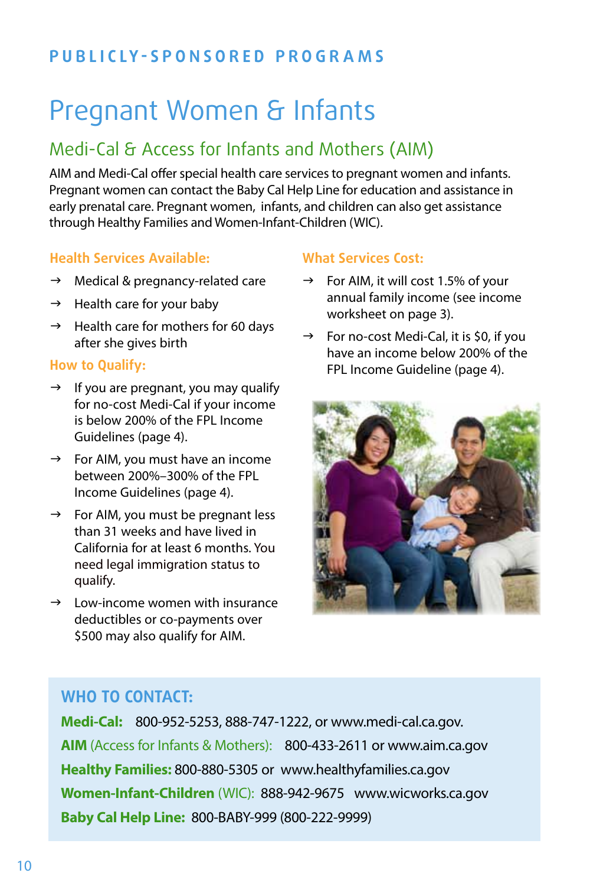PUBLICLY-SPONSORED PROGRAMS

# Pregnant Women & Infants

## Medi-Cal & Access for Infants and Mothers (AIM)

AIM and Medi-Cal offer special health care services to pregnant women and infants. Pregnant women can contact the Baby Cal Help Line for education and assistance in early prenatal care. Pregnant women, infants, and children can also get assistance through Healthy Families and Women-Infant-Children (WIC).

### Health Services Available:

- → Medical & pregnancy-related care
- → Health care for your baby
- → Health care for mothers for 60 days after she gives birth

### How to Qualify:

- → If you are pregnant, you may qualify for no-cost Medi-Cal if your income is below 200% of the FPL Income Guidelines (page 4).
- → For AIM, you must have an income between 200%–300% of the FPL Income Guidelines (page 4).
- → For AIM, you must be pregnant less than 31 weeks and have lived in California for at least 6 months. You need legal immigration status to qualify.
- → Low-income women with insurance deductibles or co-payments over $500 may also qualify for AIM.

### What Services Cost:

- → For AIM, it will cost 1.5% of your annual family income (see income worksheet on page 3).
- → For no-cost Medi-Cal, it is $0, if you have an income below 200% of the FPL Income Guideline (page 4).

### WHO TO CONTACT:

**Medi-Cal:** 800-952-5253, 888-747-1222, or www.medi-cal.ca.gov.

**AIM** (Access for Infants & Mothers): 800-433-2611 or www.aim.ca.gov

**Healthy Families:** 800-880-5305 or www.healthyfamilies.ca.gov

**Women-Infant-Children** (WIC): 888-942-9675 www.wicworks.ca.gov

**Baby Cal Help Line:** 800-BABY-999 (800-222-9999)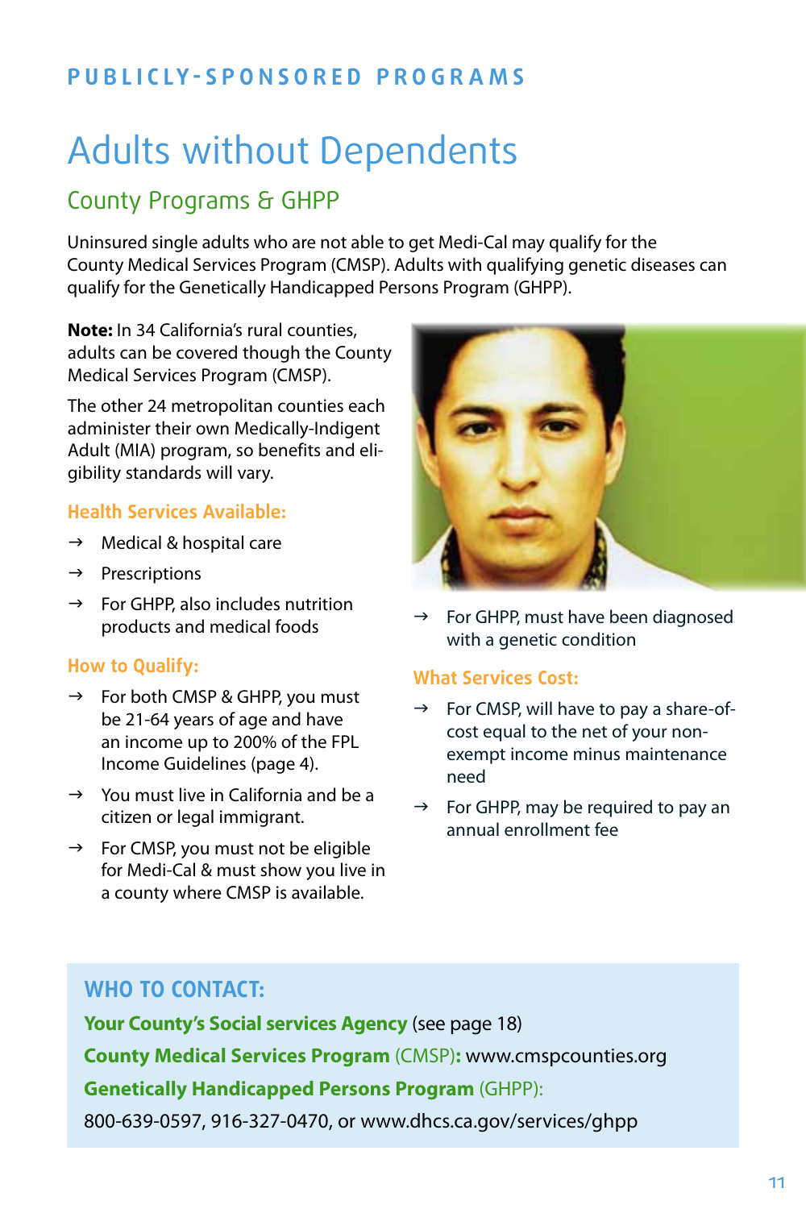PUBLICLY-SPONSORED PROGRAMS

# Adults without Dependents

## County Programs & GHPP

Uninsured single adults who are not able to get Medi-Cal may qualify for the County Medical Services Program (CMSP). Adults with qualifying genetic diseases can qualify for the Genetically Handicapped Persons Program (GHPP).

**Note:** In 34 California's rural counties, adults can be covered though the County Medical Services Program (CMSP).

The other 24 metropolitan counties each administer their own Medically-Indigent Adult (MIA) program, so benefits and eligibility standards will vary.

### Health Services Available:

→ Medical & hospital care

→ Prescriptions

→ For GHPP, also includes nutrition products and medical foods

### How to Qualify:

→ For both CMSP & GHPP, you must be 21-64 years of age and have an income up to 200% of the FPL Income Guidelines (page 4).

→ You must live in California and be a citizen or legal immigrant.

→ For CMSP, you must not be eligible for Medi-Cal & must show you live in a county where CMSP is available.

→ For GHPP, must have been diagnosed with a genetic condition

### What Services Cost:

→ For CMSP, will have to pay a share-of-cost equal to the net of your non-exempt income minus maintenance need

→ For GHPP, may be required to pay an annual enrollment fee

### WHO TO CONTACT:

**Your County's Social services Agency** (see page 18)

**County Medical Services Program** (CMSP)**:** www.cmspcounties.org

**Genetically Handicapped Persons Program** (GHPP):

800-639-0597, 916-327-0470, or www.dhcs.ca.gov/services/ghpp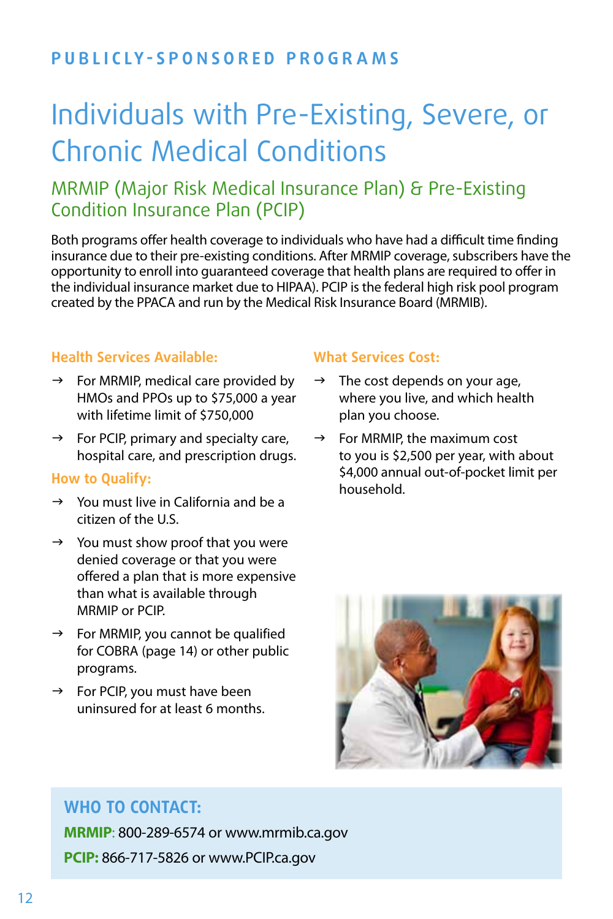PUBLICLY-SPONSORED PROGRAMS

# Individuals with Pre-Existing, Severe, or Chronic Medical Conditions

## MRMIP (Major Risk Medical Insurance Plan) & Pre-Existing Condition Insurance Plan (PCIP)

Both programs offer health coverage to individuals who have had a difficult time finding insurance due to their pre-existing conditions. After MRMIP coverage, subscribers have the opportunity to enroll into guaranteed coverage that health plans are required to offer in the individual insurance market due to HIPAA). PCIP is the federal high risk pool program created by the PPACA and run by the Medical Risk Insurance Board (MRMIB).

### Health Services Available:

- → For MRMIP, medical care provided by HMOs and PPOs up to $75,000 a year with lifetime limit of $750,000
- → For PCIP, primary and specialty care, hospital care, and prescription drugs.

### How to Qualify:

- → You must live in California and be a citizen of the U.S.
- → You must show proof that you were denied coverage or that you were offered a plan that is more expensive than what is available through MRMIP or PCIP.
- → For MRMIP, you cannot be qualified for COBRA (page 14) or other public programs.
- → For PCIP, you must have been uninsured for at least 6 months.

### What Services Cost:

- → The cost depends on your age, where you live, and which health plan you choose.
- → For MRMIP, the maximum cost to you is $2,500 per year, with about $4,000 annual out-of-pocket limit per household.

### WHO TO CONTACT:

**MRMIP**: 800-289-6574 or www.mrmib.ca.gov

**PCIP:** 866-717-5826 or www.PCIP.ca.gov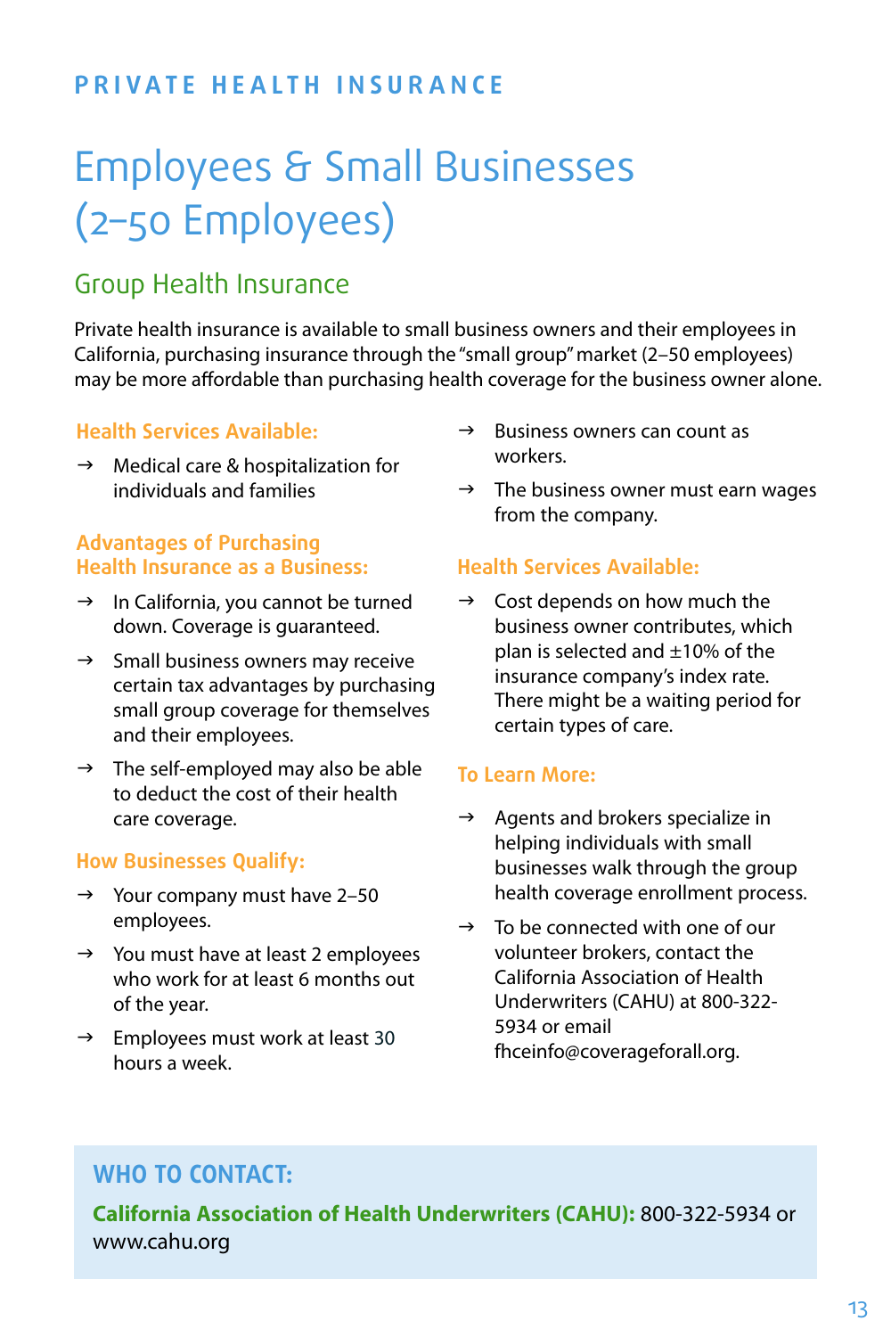PRIVATE HEALTH INSURANCE

# Employees & Small Businesses (2–50 Employees)

## Group Health Insurance

Private health insurance is available to small business owners and their employees in California, purchasing insurance through the "small group" market (2–50 employees) may be more affordable than purchasing health coverage for the business owner alone.

### Health Services Available:

- Medical care & hospitalization for individuals and families

### Advantages of Purchasing Health Insurance as a Business:

- In California, you cannot be turned down. Coverage is guaranteed.
- Small business owners may receive certain tax advantages by purchasing small group coverage for themselves and their employees.
- The self-employed may also be able to deduct the cost of their health care coverage.

### How Businesses Qualify:

- Your company must have 2–50 employees.
- You must have at least 2 employees who work for at least 6 months out of the year.
- Employees must work at least 30 hours a week.
- Business owners can count as workers.
- The business owner must earn wages from the company.

### Health Services Available:

- Cost depends on how much the business owner contributes, which plan is selected and ±10% of the insurance company's index rate. There might be a waiting period for certain types of care.

### To Learn More:

- Agents and brokers specialize in helping individuals with small businesses walk through the group health coverage enrollment process.
- To be connected with one of our volunteer brokers, contact the California Association of Health Underwriters (CAHU) at 800-322-5934 or email fhceinfo@coverageforall.org.

### WHO TO CONTACT:

**California Association of Health Underwriters (CAHU):** 800-322-5934 or www.cahu.org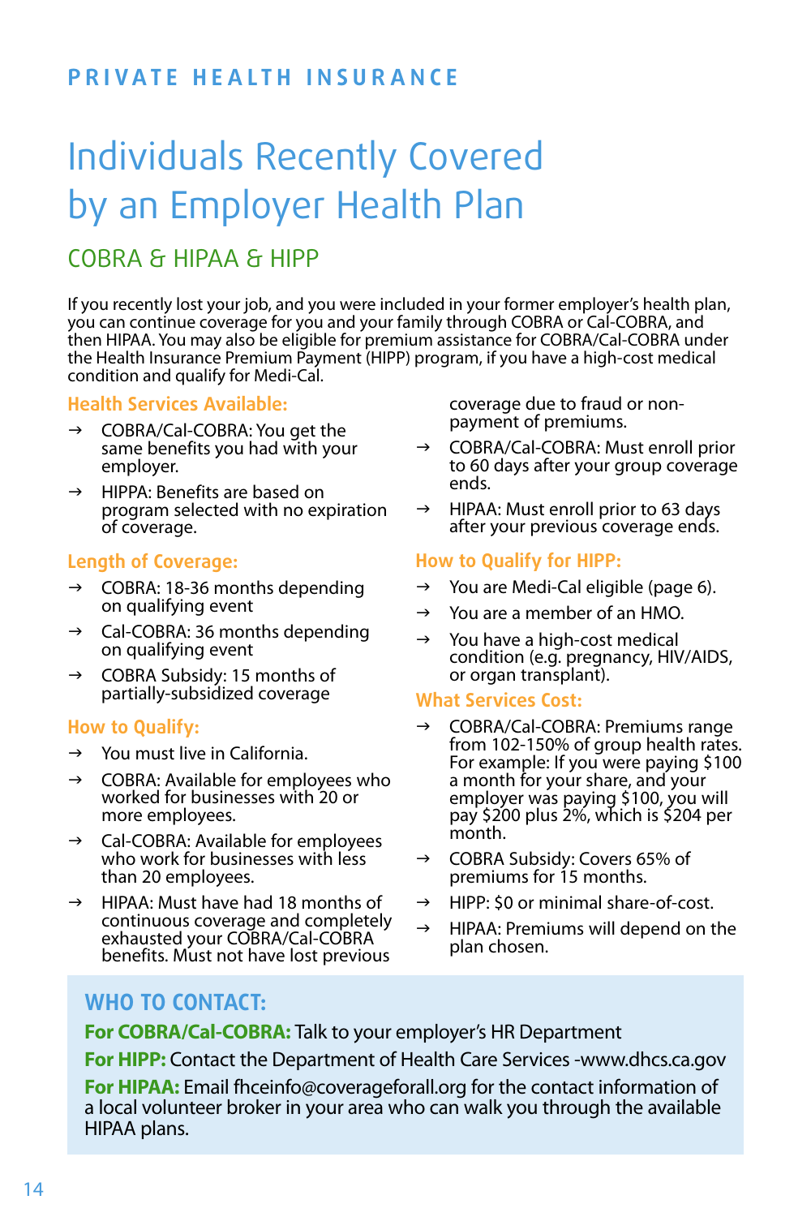PRIVATE HEALTH INSURANCE

# Individuals Recently Covered by an Employer Health Plan

## COBRA & HIPAA & HIPP

If you recently lost your job, and you were included in your former employer's health plan, you can continue coverage for you and your family through COBRA or Cal-COBRA, and then HIPAA. You may also be eligible for premium assistance for COBRA/Cal-COBRA under the Health Insurance Premium Payment (HIPP) program, if you have a high-cost medical condition and qualify for Medi-Cal.

### Health Services Available:

→ COBRA/Cal-COBRA: You get the same benefits you had with your employer.

→ HIPPA: Benefits are based on program selected with no expiration of coverage.

### Length of Coverage:

→ COBRA: 18-36 months depending on qualifying event

→ Cal-COBRA: 36 months depending on qualifying event

→ COBRA Subsidy: 15 months of partially-subsidized coverage

### How to Qualify:

→ You must live in California.

→ COBRA: Available for employees who worked for businesses with 20 or more employees.

→ Cal-COBRA: Available for employees who work for businesses with less than 20 employees.

→ HIPAA: Must have had 18 months of continuous coverage and completely exhausted your COBRA/Cal-COBRA benefits. Must not have lost previous coverage due to fraud or non-payment of premiums.

→ COBRA/Cal-COBRA: Must enroll prior to 60 days after your group coverage ends.

→ HIPAA: Must enroll prior to 63 days after your previous coverage ends.

### How to Qualify for HIPP:

→ You are Medi-Cal eligible (page 6).

→ You are a member of an HMO.

→ You have a high-cost medical condition (e.g. pregnancy, HIV/AIDS, or organ transplant).

### What Services Cost:

→ COBRA/Cal-COBRA: Premiums range from 102-150% of group health rates. For example: If you were paying $100 a month for your share, and your employer was paying $100, you will pay $200 plus 2%, which is $204 per month.

→ COBRA Subsidy: Covers 65% of premiums for 15 months.

→ HIPP: $0 or minimal share-of-cost.

→ HIPAA: Premiums will depend on the plan chosen.

### WHO TO CONTACT:

**For COBRA/Cal-COBRA:** Talk to your employer's HR Department

**For HIPP:** Contact the Department of Health Care Services -www.dhcs.ca.gov

**For HIPAA:** Email fhceinfo@coverageforall.org for the contact information of a local volunteer broker in your area who can walk you through the available HIPAA plans.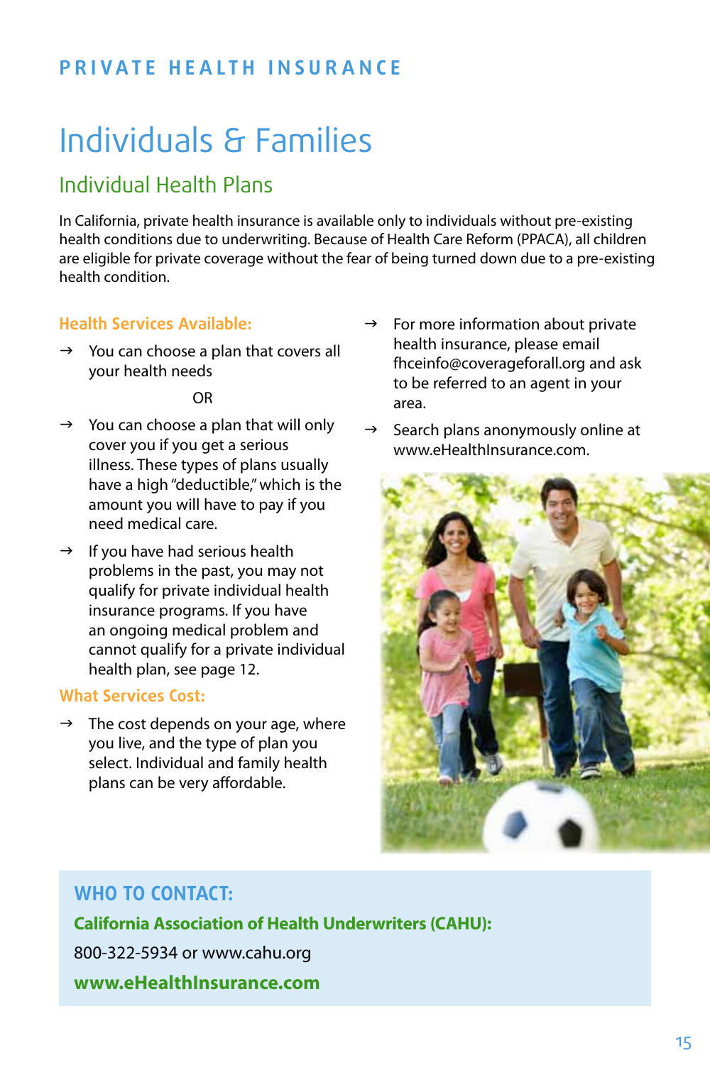PRIVATE HEALTH INSURANCE

# Individuals & Families

## Individual Health Plans

In California, private health insurance is available only to individuals without pre-existing health conditions due to underwriting. Because of Health Care Reform (PPACA), all children are eligible for private coverage without the fear of being turned down due to a pre-existing health condition.

### Health Services Available:

→ You can choose a plan that covers all your health needs

OR

→ You can choose a plan that will only cover you if you get a serious illness. These types of plans usually have a high "deductible," which is the amount you will have to pay if you need medical care.

→ If you have had serious health problems in the past, you may not qualify for private individual health insurance programs. If you have an ongoing medical problem and cannot qualify for a private individual health plan, see page 12.

### What Services Cost:

→ The cost depends on your age, where you live, and the type of plan you select. Individual and family health plans can be very affordable.

→ For more information about private health insurance, please email fhceinfo@coverageforall.org and ask to be referred to an agent in your area.

→ Search plans anonymously online at www.eHealthInsurance.com.

### WHO TO CONTACT:

**California Association of Health Underwriters (CAHU):**

800-322-5934 or www.cahu.org

**www.eHealthInsurance.com**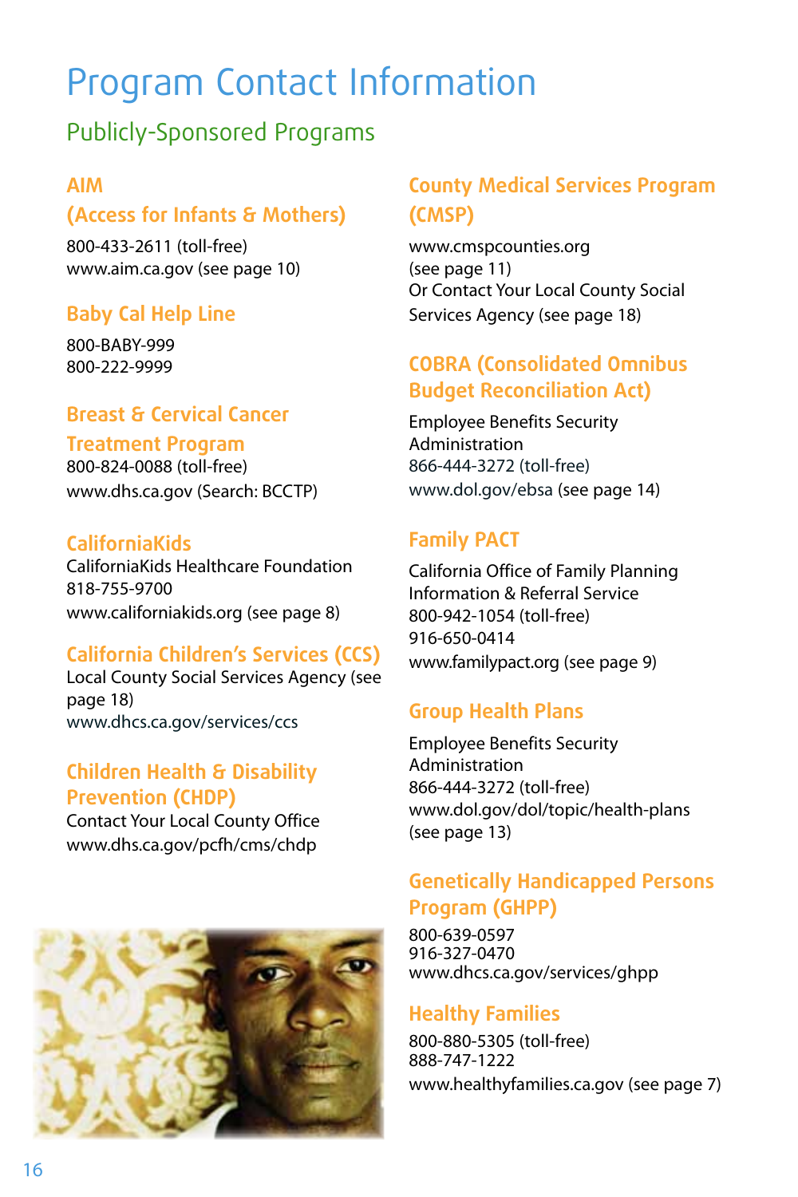# Program Contact Information

## Publicly-Sponsored Programs

### AIM (Access for Infants & Mothers)

800-433-2611 (toll-free)
www.aim.ca.gov (see page 10)

### Baby Cal Help Line

800-BABY-999
800-222-9999

### Breast & Cervical Cancer Treatment Program

800-824-0088 (toll-free)
www.dhs.ca.gov (Search: BCCTP)

### CaliforniaKids

CaliforniaKids Healthcare Foundation
818-755-9700
www.californiakids.org (see page 8)

### California Children's Services (CCS)

Local County Social Services Agency (see page 18)
www.dhcs.ca.gov/services/ccs

### Children Health & Disability Prevention (CHDP)

Contact Your Local County Office
www.dhs.ca.gov/pcfh/cms/chdp

### County Medical Services Program (CMSP)

www.cmspcounties.org
(see page 11)
Or Contact Your Local County Social Services Agency (see page 18)

### COBRA (Consolidated Omnibus Budget Reconciliation Act)

Employee Benefits Security Administration
866-444-3272 (toll-free)
www.dol.gov/ebsa (see page 14)

### Family PACT

California Office of Family Planning Information & Referral Service
800-942-1054 (toll-free)
916-650-0414
www.familypact.org (see page 9)

### Group Health Plans

Employee Benefits Security Administration
866-444-3272 (toll-free)
www.dol.gov/dol/topic/health-plans
(see page 13)

### Genetically Handicapped Persons Program (GHPP)

800-639-0597
916-327-0470
www.dhcs.ca.gov/services/ghpp

### Healthy Families

800-880-5305 (toll-free)
888-747-1222
www.healthyfamilies.ca.gov (see page 7)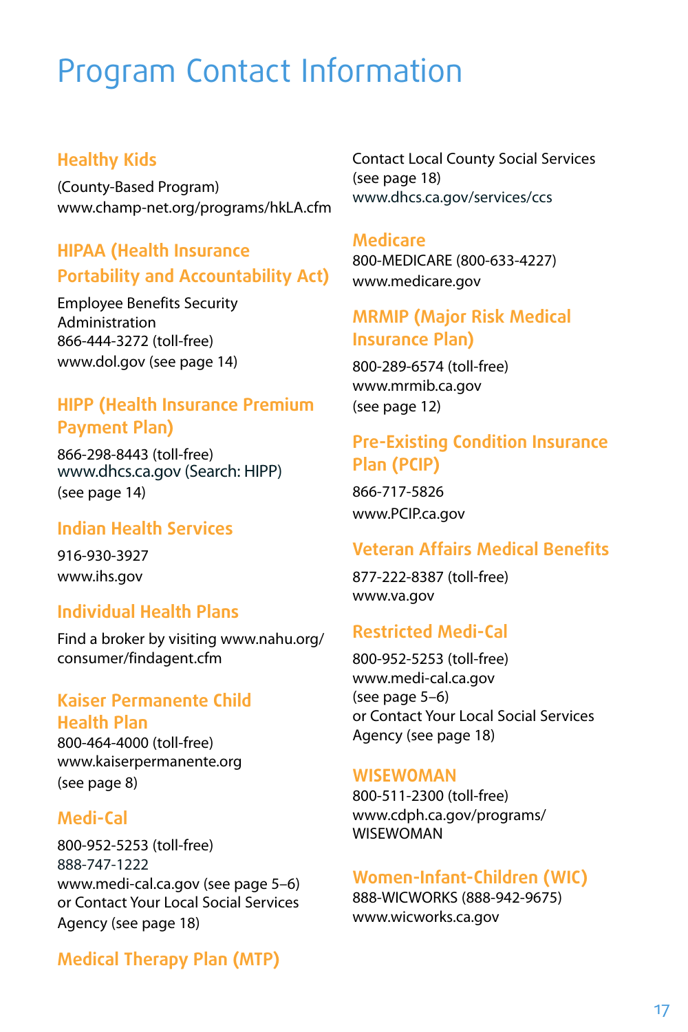# Program Contact Information

## Healthy Kids

(County-Based Program)
www.champ-net.org/programs/hkLA.cfm

## HIPAA (Health Insurance Portability and Accountability Act)

Employee Benefits Security Administration
866-444-3272 (toll-free)
www.dol.gov (see page 14)

## HIPP (Health Insurance Premium Payment Plan)

866-298-8443 (toll-free)
www.dhcs.ca.gov (Search: HIPP)
(see page 14)

## Indian Health Services

916-930-3927
www.ihs.gov

## Individual Health Plans

Find a broker by visiting www.nahu.org/consumer/findagent.cfm

## Kaiser Permanente Child Health Plan

800-464-4000 (toll-free)
www.kaiserpermanente.org
(see page 8)

## Medi-Cal

800-952-5253 (toll-free)
888-747-1222
www.medi-cal.ca.gov (see page 5–6)
or Contact Your Local Social Services Agency (see page 18)

## Medical Therapy Plan (MTP)

Contact Local County Social Services
(see page 18)
www.dhcs.ca.gov/services/ccs

## Medicare

800-MEDICARE (800-633-4227)
www.medicare.gov

## MRMIP (Major Risk Medical Insurance Plan)

800-289-6574 (toll-free)
www.mrmib.ca.gov
(see page 12)

## Pre-Existing Condition Insurance Plan (PCIP)

866-717-5826
www.PCIP.ca.gov

## Veteran Affairs Medical Benefits

877-222-8387 (toll-free)
www.va.gov

## Restricted Medi-Cal

800-952-5253 (toll-free)
www.medi-cal.ca.gov
(see page 5–6)
or Contact Your Local Social Services Agency (see page 18)

## WISEWOMAN

800-511-2300 (toll-free)
www.cdph.ca.gov/programs/WISEWOMAN

## Women-Infant-Children (WIC)

888-WICWORKS (888-942-9675)
www.wicworks.ca.gov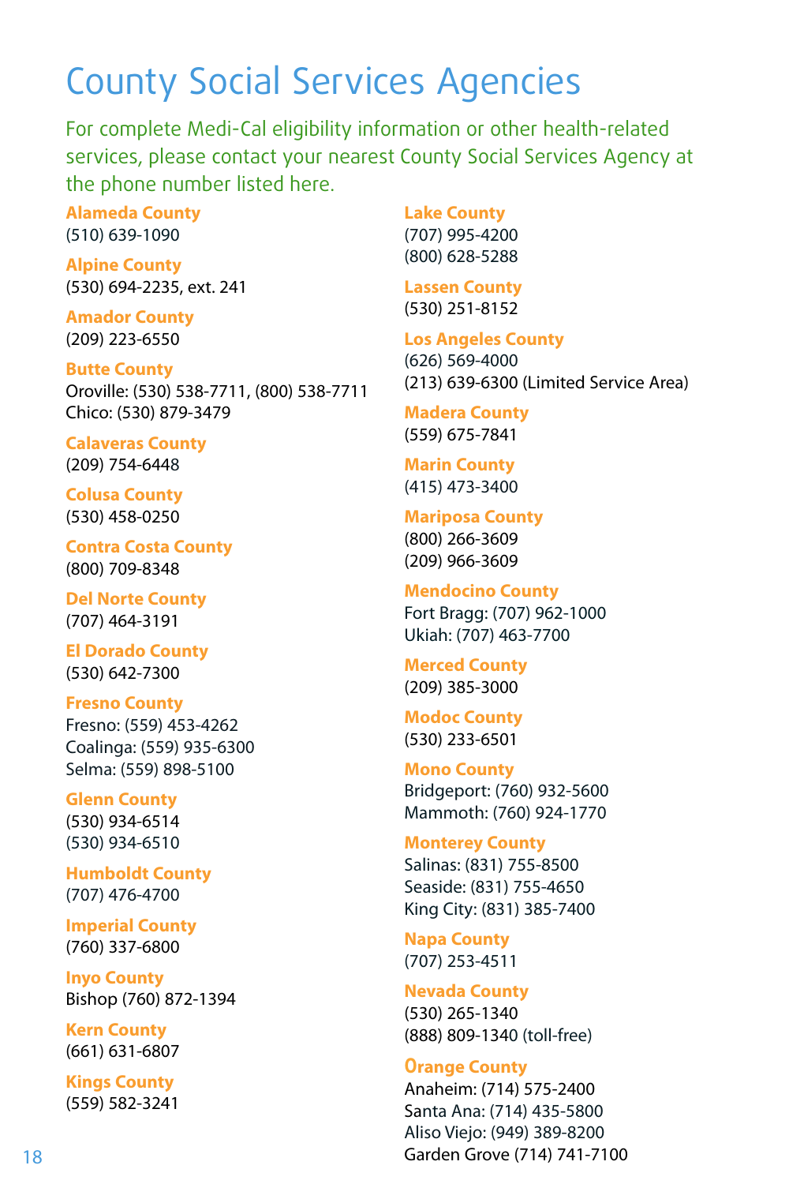# County Social Services Agencies

For complete Medi-Cal eligibility information or other health-related services, please contact your nearest County Social Services Agency at the phone number listed here.

**Alameda County**
(510) 639-1090

**Alpine County**
(530) 694-2235, ext. 241

**Amador County**
(209) 223-6550

**Butte County**
Oroville: (530) 538-7711, (800) 538-7711
Chico: (530) 879-3479

**Calaveras County**
(209) 754-6448

**Colusa County**
(530) 458-0250

**Contra Costa County**
(800) 709-8348

**Del Norte County**
(707) 464-3191

**El Dorado County**
(530) 642-7300

**Fresno County**
Fresno: (559) 453-4262
Coalinga: (559) 935-6300
Selma: (559) 898-5100

**Glenn County**
(530) 934-6514
(530) 934-6510

**Humboldt County**
(707) 476-4700

**Imperial County**
(760) 337-6800

**Inyo County**
Bishop (760) 872-1394

**Kern County**
(661) 631-6807

**Kings County**
(559) 582-3241

**Lake County**
(707) 995-4200
(800) 628-5288

**Lassen County**
(530) 251-8152

**Los Angeles County**
(626) 569-4000
(213) 639-6300 (Limited Service Area)

**Madera County**
(559) 675-7841

**Marin County**
(415) 473-3400

**Mariposa County**
(800) 266-3609
(209) 966-3609

**Mendocino County**
Fort Bragg: (707) 962-1000
Ukiah: (707) 463-7700

**Merced County**
(209) 385-3000

**Modoc County**
(530) 233-6501

**Mono County**
Bridgeport: (760) 932-5600
Mammoth: (760) 924-1770

**Monterey County**
Salinas: (831) 755-8500
Seaside: (831) 755-4650
King City: (831) 385-7400

**Napa County**
(707) 253-4511

**Nevada County**
(530) 265-1340
(888) 809-1340 (toll-free)

**Orange County**
Anaheim: (714) 575-2400
Santa Ana: (714) 435-5800
Aliso Viejo: (949) 389-8200
Garden Grove (714) 741-7100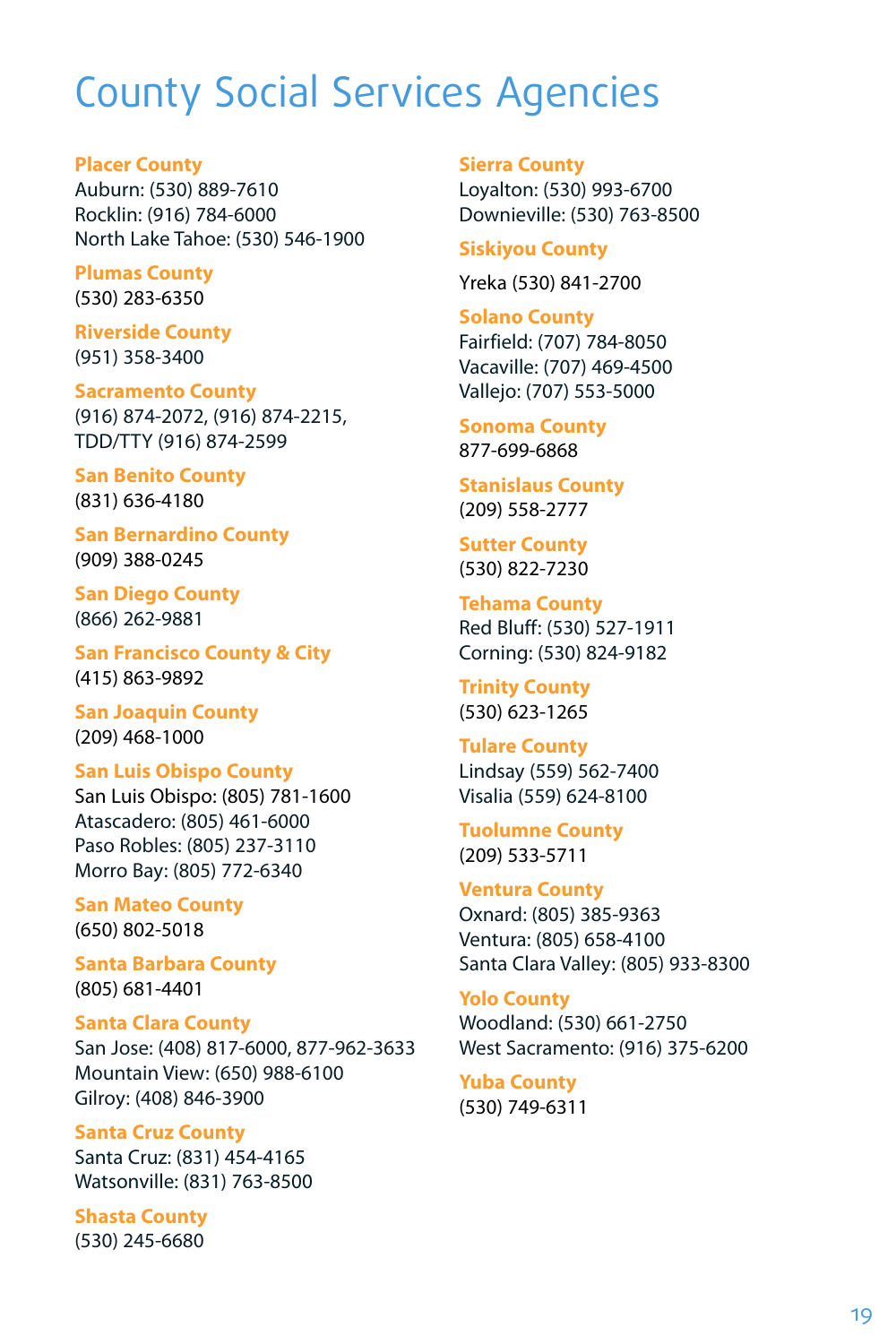# County Social Services Agencies

**Placer County**
Auburn: (530) 889-7610
Rocklin: (916) 784-6000
North Lake Tahoe: (530) 546-1900

**Plumas County**
(530) 283-6350

**Riverside County**
(951) 358-3400

**Sacramento County**
(916) 874-2072, (916) 874-2215,
TDD/TTY (916) 874-2599

**San Benito County**
(831) 636-4180

**San Bernardino County**
(909) 388-0245

**San Diego County**
(866) 262-9881

**San Francisco County & City**
(415) 863-9892

**San Joaquin County**
(209) 468-1000

**San Luis Obispo County**
San Luis Obispo: (805) 781-1600
Atascadero: (805) 461-6000
Paso Robles: (805) 237-3110
Morro Bay: (805) 772-6340

**San Mateo County**
(650) 802-5018

**Santa Barbara County**
(805) 681-4401

**Santa Clara County**
San Jose: (408) 817-6000, 877-962-3633
Mountain View: (650) 988-6100
Gilroy: (408) 846-3900

**Santa Cruz County**
Santa Cruz: (831) 454-4165
Watsonville: (831) 763-8500

**Shasta County**
(530) 245-6680

**Sierra County**
Loyalton: (530) 993-6700
Downieville: (530) 763-8500

**Siskiyou County**
Yreka (530) 841-2700

**Solano County**
Fairfield: (707) 784-8050
Vacaville: (707) 469-4500
Vallejo: (707) 553-5000

**Sonoma County**
877-699-6868

**Stanislaus County**
(209) 558-2777

**Sutter County**
(530) 822-7230

**Tehama County**
Red Bluff: (530) 527-1911
Corning: (530) 824-9182

**Trinity County**
(530) 623-1265

**Tulare County**
Lindsay (559) 562-7400
Visalia (559) 624-8100

**Tuolumne County**
(209) 533-5711

**Ventura County**
Oxnard: (805) 385-9363
Ventura: (805) 658-4100
Santa Clara Valley: (805) 933-8300

**Yolo County**
Woodland: (530) 661-2750
West Sacramento: (916) 375-6200

**Yuba County**
(530) 749-6311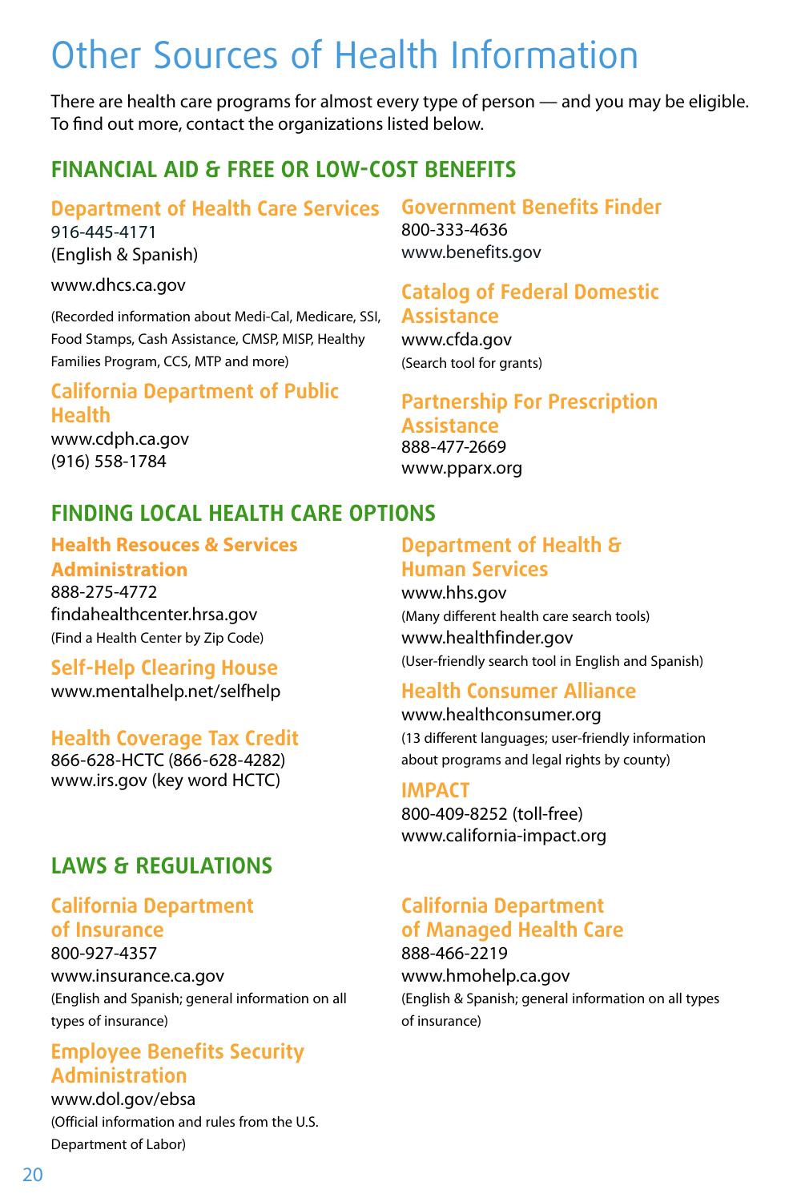# Other Sources of Health Information

There are health care programs for almost every type of person — and you may be eligible. To find out more, contact the organizations listed below.

## FINANCIAL AID & FREE OR LOW-COST BENEFITS

### Department of Health Care Services

916-445-4171
(English & Spanish)

www.dhcs.ca.gov

(Recorded information about Medi-Cal, Medicare, SSI, Food Stamps, Cash Assistance, CMSP, MISP, Healthy Families Program, CCS, MTP and more)

### California Department of Public Health

www.cdph.ca.gov
(916) 558-1784

### Government Benefits Finder

800-333-4636
www.benefits.gov

### Catalog of Federal Domestic Assistance

www.cfda.gov
(Search tool for grants)

### Partnership For Prescription Assistance

888-477-2669
www.pparx.org

## FINDING LOCAL HEALTH CARE OPTIONS

### Health Resouces & Services Administration

888-275-4772
findahealthcenter.hrsa.gov
(Find a Health Center by Zip Code)

### Self-Help Clearing House

www.mentalhelp.net/selfhelp

### Health Coverage Tax Credit

866-628-HCTC (866-628-4282)
www.irs.gov (key word HCTC)

### Department of Health & Human Services

www.hhs.gov
(Many different health care search tools)
www.healthfinder.gov
(User-friendly search tool in English and Spanish)

### Health Consumer Alliance

www.healthconsumer.org
(13 different languages; user-friendly information about programs and legal rights by county)

### IMPACT

800-409-8252 (toll-free)
www.california-impact.org

## LAWS & REGULATIONS

### California Department of Insurance

800-927-4357
www.insurance.ca.gov
(English and Spanish; general information on all types of insurance)

### Employee Benefits Security Administration

www.dol.gov/ebsa
(Official information and rules from the U.S. Department of Labor)

### California Department of Managed Health Care

888-466-2219
www.hmohelp.ca.gov
(English & Spanish; general information on all types of insurance)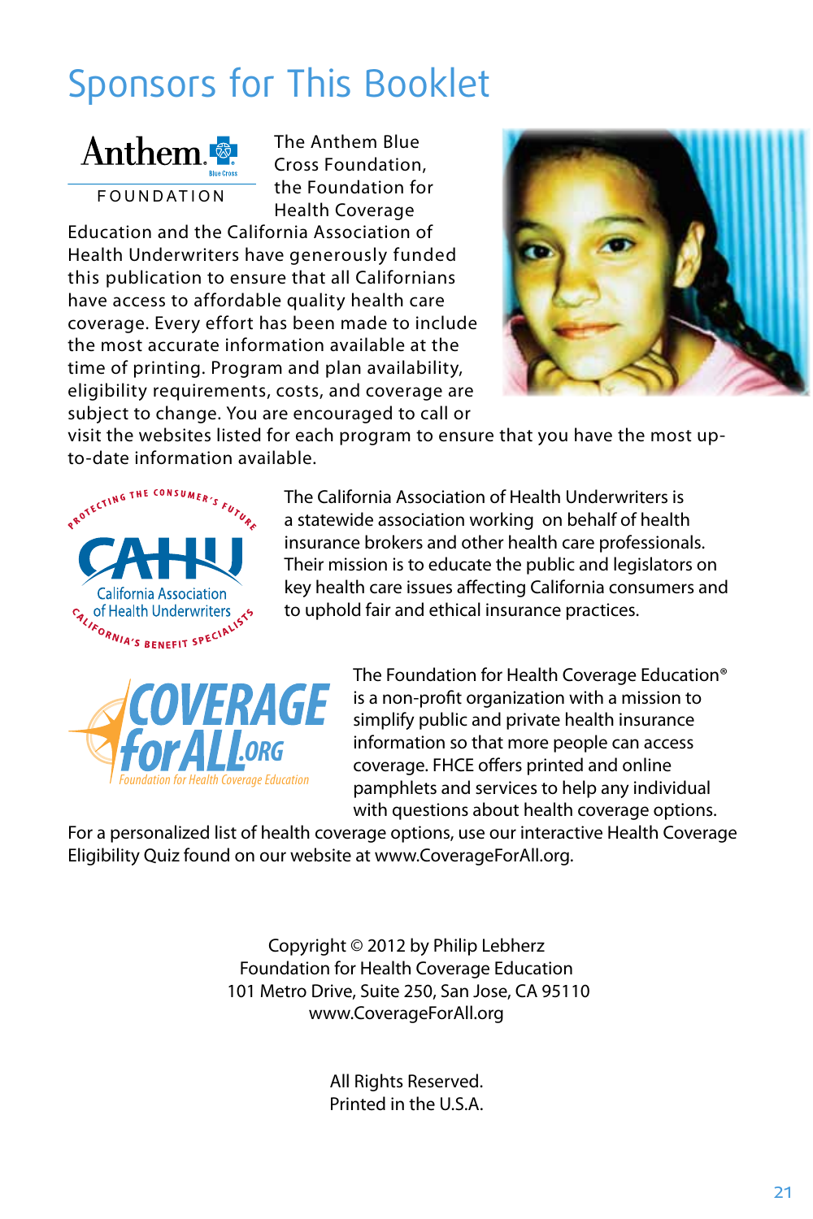# Sponsors for This Booklet

Anthem FOUNDATION

The Anthem Blue Cross Foundation, the Foundation for Health Coverage Education and the California Association of Health Underwriters have generously funded this publication to ensure that all Californians have access to affordable quality health care coverage. Every effort has been made to include the most accurate information available at the time of printing. Program and plan availability, eligibility requirements, costs, and coverage are subject to change. You are encouraged to call or visit the websites listed for each program to ensure that you have the most up-to-date information available.

PROTECTING THE CONSUMER'S FUTURE — CAHU California Association of Health Underwriters — CALIFORNIA'S BENEFIT SPECIALISTS

The California Association of Health Underwriters is a statewide association working on behalf of health insurance brokers and other health care professionals. Their mission is to educate the public and legislators on key health care issues affecting California consumers and to uphold fair and ethical insurance practices.

COVERAGE forALL.ORG Foundation for Health Coverage Education

The Foundation for Health Coverage Education® is a non-profit organization with a mission to simplify public and private health insurance information so that more people can access coverage. FHCE offers printed and online pamphlets and services to help any individual with questions about health coverage options. For a personalized list of health coverage options, use our interactive Health Coverage Eligibility Quiz found on our website at www.CoverageForAll.org.

Copyright © 2012 by Philip Lebherz
Foundation for Health Coverage Education
101 Metro Drive, Suite 250, San Jose, CA 95110
www.CoverageForAll.org

All Rights Reserved.
Printed in the U.S.A.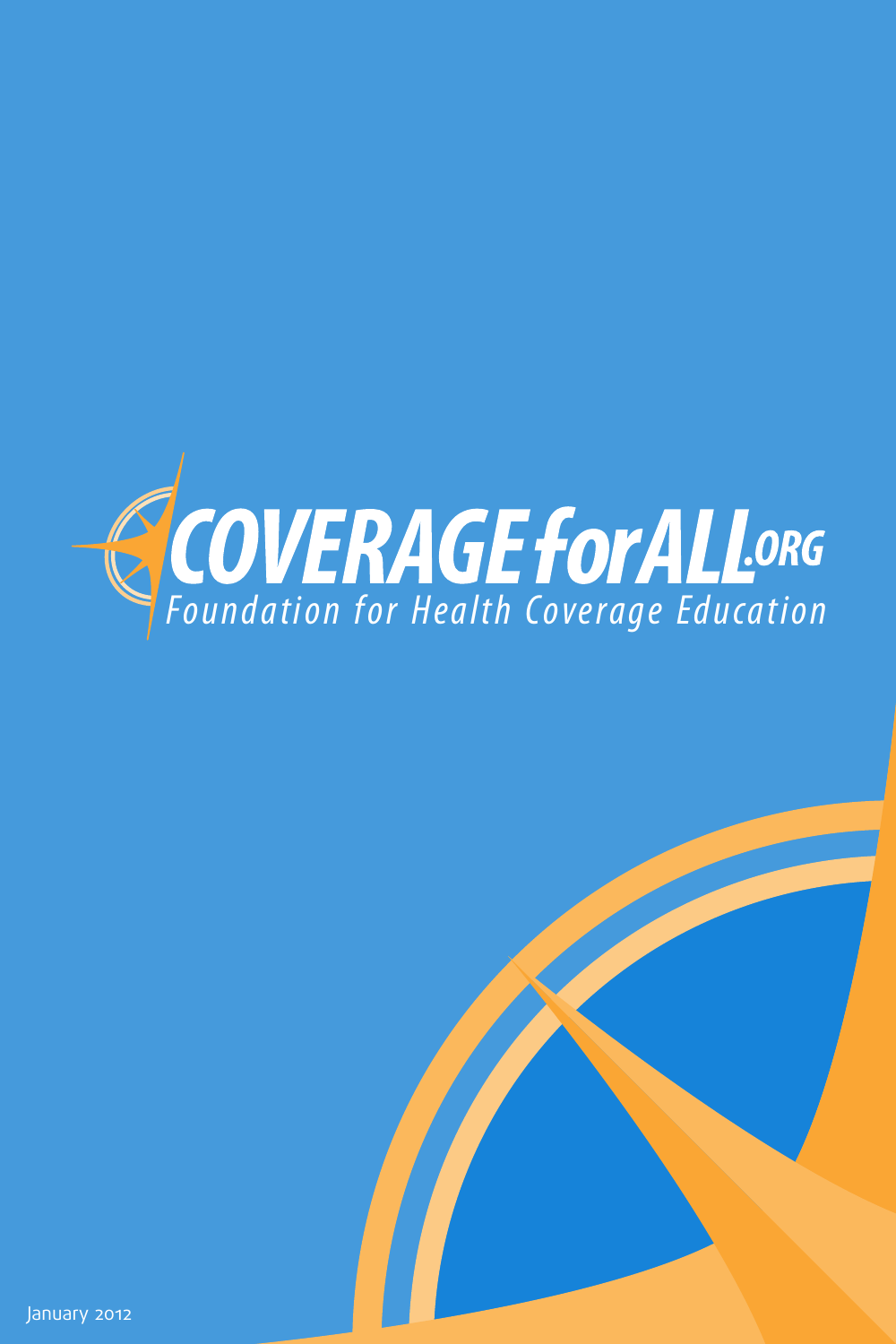COVERAGEforALL.ORG

Foundation for Health Coverage Education

January 2012